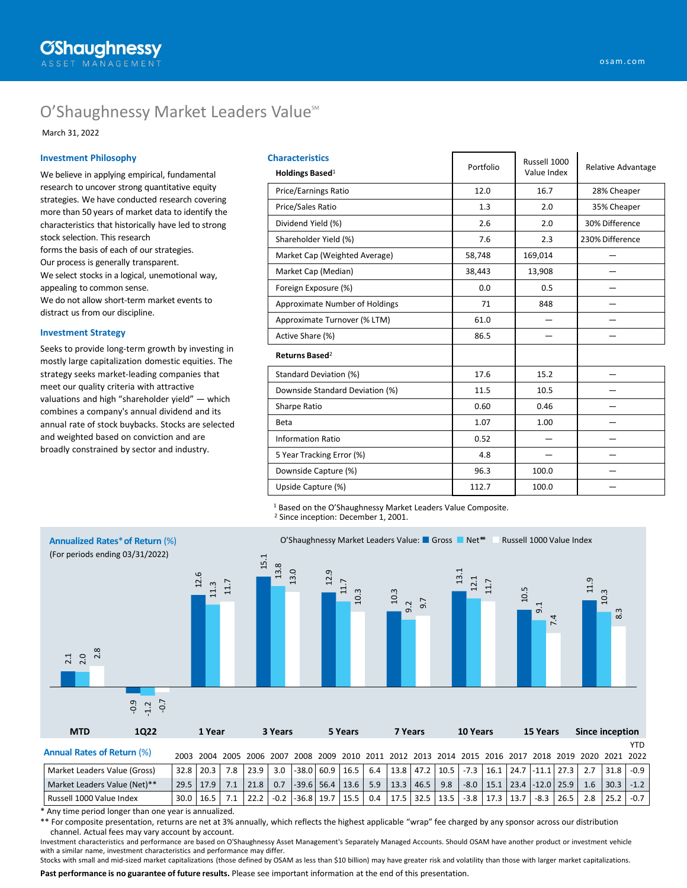# O'Shaughnessy Market Leaders Value℠

March 31, 2022

## Investment Philosophy

We believe in applying empirical, fundamental research to uncover strong quantitative equity strategies. We have conducted research covering more than 50 years of market data to identify the characteristics that historically have led to strong stock selection. This research forms the basis of each of our strategies.
Our process is generally transparent.
We select stocks in a logical, unemotional way, appealing to common sense.
We do not allow short-term market events to distract us from our discipline.

## Investment Strategy

Seeks to provide long-term growth by investing in mostly large capitalization domestic equities. The strategy seeks market-leading companies that meet our quality criteria with attractive valuations and high "shareholder yield" — which combines a company's annual dividend and its annual rate of stock buybacks. Stocks are selected and weighted based on conviction and are broadly constrained by sector and industry.

## Characteristics

| Holdings Based[1] | Portfolio | Russell 1000 Value Index | Relative Advantage |
|---|---|---|---|
| Price/Earnings Ratio | 12.0 | 16.7 | 28% Cheaper |
| Price/Sales Ratio | 1.3 | 2.0 | 35% Cheaper |
| Dividend Yield (%) | 2.6 | 2.0 | 30% Difference |
| Shareholder Yield (%) | 7.6 | 2.3 | 230% Difference |
| Market Cap (Weighted Average) | 58,748 | 169,014 | — |
| Market Cap (Median) | 38,443 | 13,908 | — |
| Foreign Exposure (%) | 0.0 | 0.5 | — |
| Approximate Number of Holdings | 71 | 848 | — |
| Approximate Turnover (% LTM) | 61.0 | — | — |
| Active Share (%) | 86.5 | — | — |
| **Returns Based[2]** | | | |
| Standard Deviation (%) | 17.6 | 15.2 | — |
| Downside Standard Deviation (%) | 11.5 | 10.5 | — |
| Sharpe Ratio | 0.60 | 0.46 | — |
| Beta | 1.07 | 1.00 | — |
| Information Ratio | 0.52 | — | — |
| 5 Year Tracking Error (%) | 4.8 | — | — |
| Downside Capture (%) | 96.3 | 100.0 | — |
| Upside Capture (%) | 112.7 | 100.0 | — |

[1] Based on the O'Shaughnessy Market Leaders Value Composite.
[2] Since inception: December 1, 2001.

## Annualized Rates* of Return (%)

(For periods ending 03/31/2022)

O'Shaughnessy Market Leaders Value: Gross, Net**, Russell 1000 Value Index

| | MTD | 1Q22 | 1 Year | 3 Years | 5 Years | 7 Years | 10 Years | 15 Years | Since inception |
|---|---|---|---|---|---|---|---|---|---|
| Gross | 2.1 | -0.9 | 12.6 | 15.1 | 12.9 | 10.3 | 13.1 | 10.5 | 11.9 |
| Net** | 2.0 | -1.2 | 11.3 | 13.8 | 11.7 | 9.2 | 12.1 | 9.1 | 10.3 |
| Russell 1000 Value Index | 2.8 | -0.7 | 11.7 | 13.0 | 10.3 | 9.7 | 11.7 | 7.4 | 8.3 |

## Annual Rates of Return (%)

| | 2003 | 2004 | 2005 | 2006 | 2007 | 2008 | 2009 | 2010 | 2011 | 2012 | 2013 | 2014 | 2015 | 2016 | 2017 | 2018 | 2019 | 2020 | 2021 | YTD 2022 |
|---|---|---|---|---|---|---|---|---|---|---|---|---|---|---|---|---|---|---|---|---|
| Market Leaders Value (Gross) | 32.8 | 20.3 | 7.8 | 23.9 | 3.0 | -38.0 | 60.9 | 16.5 | 6.4 | 13.8 | 47.2 | 10.5 | -7.3 | 16.1 | 24.7 | -11.1 | 27.3 | 2.7 | 31.8 | -0.9 |
| Market Leaders Value (Net)** | 29.5 | 17.9 | 7.1 | 21.8 | 0.7 | -39.6 | 56.4 | 13.6 | 5.9 | 13.3 | 46.5 | 9.8 | -8.0 | 15.1 | 23.4 | -12.0 | 25.9 | 1.6 | 30.3 | -1.2 |
| Russell 1000 Value Index | 30.0 | 16.5 | 7.1 | 22.2 | -0.2 | -36.8 | 19.7 | 15.5 | 0.4 | 17.5 | 32.5 | 13.5 | -3.8 | 17.3 | 13.7 | -8.3 | 26.5 | 2.8 | 25.2 | -0.7 |

\* Any time period longer than one year is annualized.
** For composite presentation, returns are net at 3% annually, which reflects the highest applicable "wrap" fee charged by any sponsor across our distribution channel. Actual fees may vary account by account.
Investment characteristics and performance are based on O'Shaughnessy Asset Management's Separately Managed Accounts. Should OSAM have another product or investment vehicle with a similar name, investment characteristics and performance may differ.
Stocks with small and mid-sized market capitalizations (those defined by OSAM as less than $10 billion) may have greater risk and volatility than those with larger market capitalizations.

**Past performance is no guarantee of future results.** Please see important information at the end of this presentation.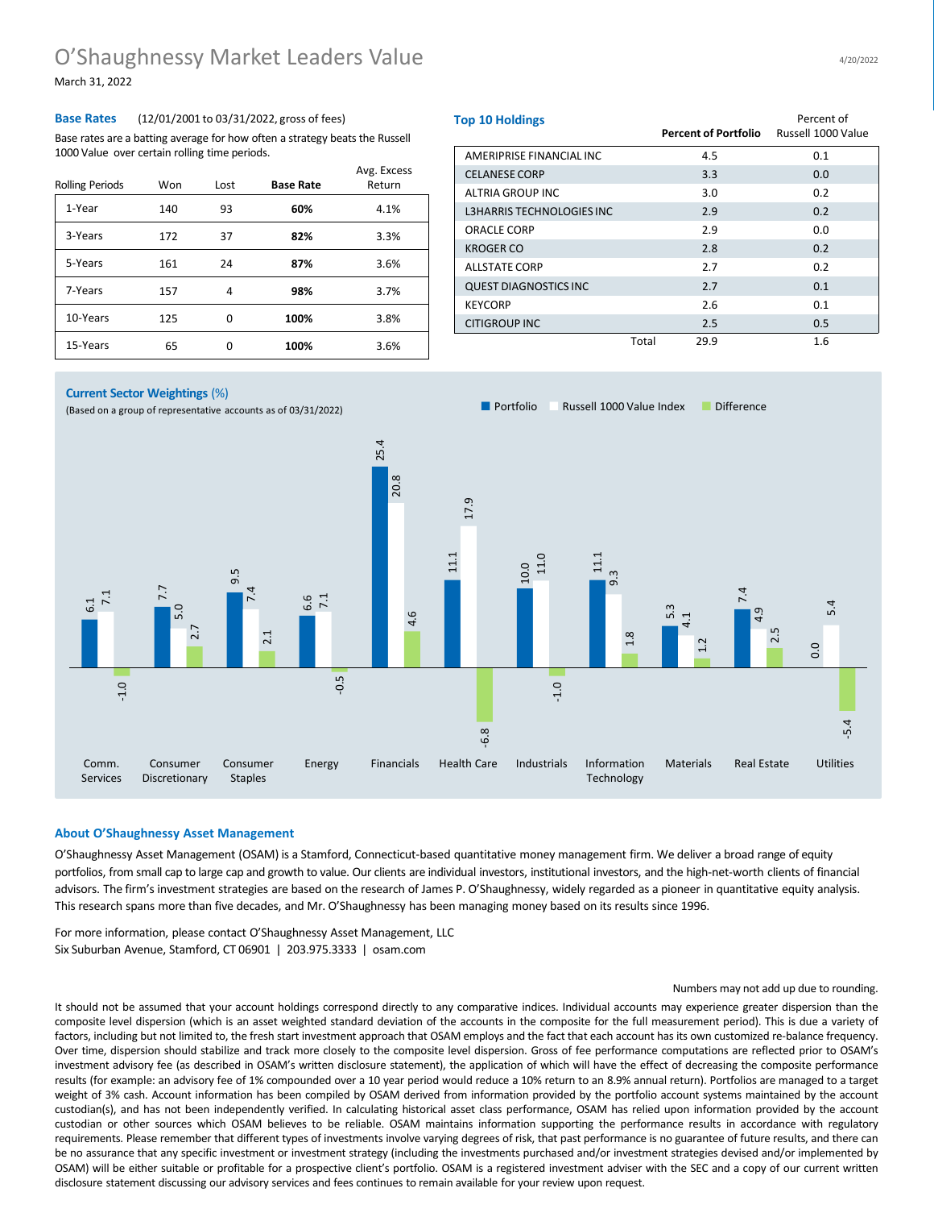# O'Shaughnessy Market Leaders Value

March 31, 2022

## Base Rates (12/01/2001 to 03/31/2022, gross of fees)

Base rates are a batting average for how often a strategy beats the Russell 1000 Value over certain rolling time periods.

| Rolling Periods | Won | Lost | **Base Rate** | Avg. Excess Return |
|---|---|---|---|---|
| 1-Year | 140 | 93 | **60%** | 4.1% |
| 3-Years | 172 | 37 | **82%** | 3.3% |
| 5-Years | 161 | 24 | **87%** | 3.6% |
| 7-Years | 157 | 4 | **98%** | 3.7% |
| 10-Years | 125 | 0 | **100%** | 3.8% |
| 15-Years | 65 | 0 | **100%** | 3.6% |

## Top 10 Holdings

| | **Percent of Portfolio** | Percent of Russell 1000 Value |
|---|---|---|
| AMERIPRISE FINANCIAL INC | 4.5 | 0.1 |
| CELANESE CORP | 3.3 | 0.0 |
| ALTRIA GROUP INC | 3.0 | 0.2 |
| L3HARRIS TECHNOLOGIES INC | 2.9 | 0.2 |
| ORACLE CORP | 2.9 | 0.0 |
| KROGER CO | 2.8 | 0.2 |
| ALLSTATE CORP | 2.7 | 0.2 |
| QUEST DIAGNOSTICS INC | 2.7 | 0.1 |
| KEYCORP | 2.6 | 0.1 |
| CITIGROUP INC | 2.5 | 0.5 |
| Total | 29.9 | 1.6 |

## Current Sector Weightings (%)

(Based on a group of representative accounts as of 03/31/2022)

| Sector | Portfolio | Russell 1000 Value Index | Difference |
|---|---|---|---|
| Comm. Services | 6.1 | 7.1 | -1.0 |
| Consumer Discretionary | 7.7 | 5.0 | 2.7 |
| Consumer Staples | 9.5 | 7.4 | 2.1 |
| Energy | 6.6 | 7.1 | -0.5 |
| Financials | 25.4 | 20.8 | 4.6 |
| Health Care | 11.1 | 17.9 | -6.8 |
| Industrials | 10.0 | 11.0 | -1.0 |
| Information Technology | 11.1 | 9.3 | 1.8 |
| Materials | 5.3 | 4.1 | 1.2 |
| Real Estate | 7.4 | 4.9 | 2.5 |
| Utilities | 0.0 | 5.4 | -5.4 |

## About O'Shaughnessy Asset Management

O'Shaughnessy Asset Management (OSAM) is a Stamford, Connecticut-based quantitative money management firm. We deliver a broad range of equity portfolios, from small cap to large cap and growth to value. Our clients are individual investors, institutional investors, and the high-net-worth clients of financial advisors. The firm's investment strategies are based on the research of James P. O'Shaughnessy, widely regarded as a pioneer in quantitative equity analysis. This research spans more than five decades, and Mr. O'Shaughnessy has been managing money based on its results since 1996.

For more information, please contact O'Shaughnessy Asset Management, LLC
Six Suburban Avenue, Stamford, CT 06901 | 203.975.3333 | osam.com

Numbers may not add up due to rounding.

It should not be assumed that your account holdings correspond directly to any comparative indices. Individual accounts may experience greater dispersion than the composite level dispersion (which is an asset weighted standard deviation of the accounts in the composite for the full measurement period). This is due a variety of factors, including but not limited to, the fresh start investment approach that OSAM employs and the fact that each account has its own customized re-balance frequency. Over time, dispersion should stabilize and track more closely to the composite level dispersion. Gross of fee performance computations are reflected prior to OSAM's investment advisory fee (as described in OSAM's written disclosure statement), the application of which will have the effect of decreasing the composite performance results (for example: an advisory fee of 1% compounded over a 10 year period would reduce a 10% return to an 8.9% annual return). Portfolios are managed to a target weight of 3% cash. Account information has been compiled by OSAM derived from information provided by the portfolio account systems maintained by the account custodian(s), and has not been independently verified. In calculating historical asset class performance, OSAM has relied upon information provided by the account custodian or other sources which OSAM believes to be reliable. OSAM maintains information supporting the performance results in accordance with regulatory requirements. Please remember that different types of investments involve varying degrees of risk, that past performance is no guarantee of future results, and there can be no assurance that any specific investment or investment strategy (including the investments purchased and/or investment strategies devised and/or implemented by OSAM) will be either suitable or profitable for a prospective client's portfolio. OSAM is a registered investment adviser with the SEC and a copy of our current written disclosure statement discussing our advisory services and fees continues to remain available for your review upon request.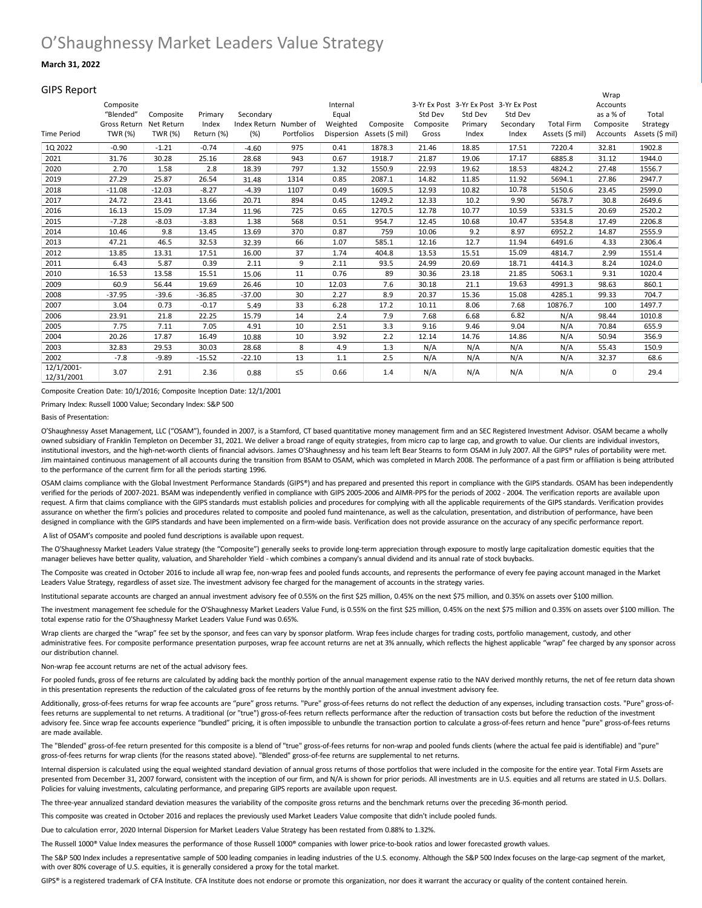# O'Shaughnessy Market Leaders Value Strategy

**March 31, 2022**

## GIPS Report

| Time Period | Composite "Blended" Gross Return TWR (%) | Composite Net Return TWR (%) | Primary Index Return (%) | Secondary Index Return (%) | Number of Portfolios | Internal Equal Weighted Dispersion | Composite Assets ($ mil) | 3-Yr Ex Post Std Dev Composite Gross | 3-Yr Ex Post Std Dev Primary Index | 3-Yr Ex Post Std Dev Secondary Index | Total Firm Assets ($ mil) | Wrap Accounts as a % of Composite Accounts | Total Strategy Assets ($ mil) |
|---|---|---|---|---|---|---|---|---|---|---|---|---|---|
| 1Q 2022 | -0.90 | -1.21 | -0.74 | -4.60 | 975 | 0.41 | 1878.3 | 21.46 | 18.85 | 17.51 | 7220.4 | 32.81 | 1902.8 |
| 2021 | 31.76 | 30.28 | 25.16 | 28.68 | 943 | 0.67 | 1918.7 | 21.87 | 19.06 | 17.17 | 6885.8 | 31.12 | 1944.0 |
| 2020 | 2.70 | 1.58 | 2.8 | 18.39 | 797 | 1.32 | 1550.9 | 22.93 | 19.62 | 18.53 | 4824.2 | 27.48 | 1556.7 |
| 2019 | 27.29 | 25.87 | 26.54 | 31.48 | 1314 | 0.85 | 2087.1 | 14.82 | 11.85 | 11.92 | 5694.1 | 27.86 | 2947.7 |
| 2018 | -11.08 | -12.03 | -8.27 | -4.39 | 1107 | 0.49 | 1609.5 | 12.93 | 10.82 | 10.78 | 5150.6 | 23.45 | 2599.0 |
| 2017 | 24.72 | 23.41 | 13.66 | 20.71 | 894 | 0.45 | 1249.2 | 12.33 | 10.2 | 9.90 | 5678.7 | 30.8 | 2649.6 |
| 2016 | 16.13 | 15.09 | 17.34 | 11.96 | 725 | 0.65 | 1270.5 | 12.78 | 10.77 | 10.59 | 5331.5 | 20.69 | 2520.2 |
| 2015 | -7.28 | -8.03 | -3.83 | 1.38 | 568 | 0.51 | 954.7 | 12.45 | 10.68 | 10.47 | 5354.8 | 17.49 | 2206.8 |
| 2014 | 10.46 | 9.8 | 13.45 | 13.69 | 370 | 0.87 | 759 | 10.06 | 9.2 | 8.97 | 6952.2 | 14.87 | 2555.9 |
| 2013 | 47.21 | 46.5 | 32.53 | 32.39 | 66 | 1.07 | 585.1 | 12.16 | 12.7 | 11.94 | 6491.6 | 4.33 | 2306.4 |
| 2012 | 13.85 | 13.31 | 17.51 | 16.00 | 37 | 1.74 | 404.8 | 13.53 | 15.51 | 15.09 | 4814.7 | 2.99 | 1551.4 |
| 2011 | 6.43 | 5.87 | 0.39 | 2.11 | 9 | 2.11 | 93.5 | 24.99 | 20.69 | 18.71 | 4414.3 | 8.24 | 1024.0 |
| 2010 | 16.53 | 13.58 | 15.51 | 15.06 | 11 | 0.76 | 89 | 30.36 | 23.18 | 21.85 | 5063.1 | 9.31 | 1020.4 |
| 2009 | 60.9 | 56.44 | 19.69 | 26.46 | 10 | 12.03 | 7.6 | 30.18 | 21.1 | 19.63 | 4991.3 | 98.63 | 860.1 |
| 2008 | -37.95 | -39.6 | -36.85 | -37.00 | 30 | 2.27 | 8.9 | 20.37 | 15.36 | 15.08 | 4285.1 | 99.33 | 704.7 |
| 2007 | 3.04 | 0.73 | -0.17 | 5.49 | 33 | 6.28 | 17.2 | 10.11 | 8.06 | 7.68 | 10876.7 | 100 | 1497.7 |
| 2006 | 23.91 | 21.8 | 22.25 | 15.79 | 14 | 2.4 | 7.9 | 7.68 | 6.68 | 6.82 | N/A | 98.44 | 1010.8 |
| 2005 | 7.75 | 7.11 | 7.05 | 4.91 | 10 | 2.51 | 3.3 | 9.16 | 9.46 | 9.04 | N/A | 70.84 | 655.9 |
| 2004 | 20.26 | 17.87 | 16.49 | 10.88 | 10 | 3.92 | 2.2 | 12.14 | 14.76 | 14.86 | N/A | 50.94 | 356.9 |
| 2003 | 32.83 | 29.53 | 30.03 | 28.68 | 8 | 4.9 | 1.3 | N/A | N/A | N/A | N/A | 55.43 | 150.9 |
| 2002 | -7.8 | -9.89 | -15.52 | -22.10 | 13 | 1.1 | 2.5 | N/A | N/A | N/A | N/A | 32.37 | 68.6 |
| 12/1/2001-12/31/2001 | 3.07 | 2.91 | 2.36 | 0.88 | ≤5 | 0.66 | 1.4 | N/A | N/A | N/A | N/A | 0 | 29.4 |

Composite Creation Date: 10/1/2016; Composite Inception Date: 12/1/2001

Primary Index: Russell 1000 Value; Secondary Index: S&P 500

Basis of Presentation:

O'Shaughnessy Asset Management, LLC ("OSAM"), founded in 2007, is a Stamford, CT based quantitative money management firm and an SEC Registered Investment Advisor. OSAM became a wholly owned subsidiary of Franklin Templeton on December 31, 2021. We deliver a broad range of equity strategies, from micro cap to large cap, and growth to value. Our clients are individual investors, institutional investors, and the high-net-worth clients of financial advisors. James O'Shaughnessy and his team left Bear Stearns to form OSAM in July 2007. All the GIPS® rules of portability were met. Jim maintained continuous management of all accounts during the transition from BSAM to OSAM, which was completed in March 2008. The performance of a past firm or affiliation is being attributed to the performance of the current firm for all the periods starting 1996.

OSAM claims compliance with the Global Investment Performance Standards (GIPS®) and has prepared and presented this report in compliance with the GIPS standards. OSAM has been independently verified for the periods of 2007-2021. BSAM was independently verified in compliance with GIPS 2005-2006 and AIMR-PPS for the periods of 2002 - 2004. The verification reports are available upon request. A firm that claims compliance with the GIPS standards must establish policies and procedures for complying with all the applicable requirements of the GIPS standards. Verification provides assurance on whether the firm's policies and procedures related to composite and pooled fund maintenance, as well as the calculation, presentation, and distribution of performance, have been designed in compliance with the GIPS standards and have been implemented on a firm-wide basis. Verification does not provide assurance on the accuracy of any specific performance report.

A list of OSAM's composite and pooled fund descriptions is available upon request.

The O'Shaughnessy Market Leaders Value strategy (the "Composite") generally seeks to provide long-term appreciation through exposure to mostly large capitalization domestic equities that the manager believes have better quality, valuation, and Shareholder Yield - which combines a company's annual dividend and its annual rate of stock buybacks.

The Composite was created in October 2016 to include all wrap fee, non-wrap fees and pooled funds accounts, and represents the performance of every fee paying account managed in the Market Leaders Value Strategy, regardless of asset size. The investment advisory fee charged for the management of accounts in the strategy varies.

Institutional separate accounts are charged an annual investment advisory fee of 0.55% on the first $25 million, 0.45% on the next $75 million, and 0.35% on assets over $100 million.

The investment management fee schedule for the O'Shaughnessy Market Leaders Value Fund, is 0.55% on the first $25 million, 0.45% on the next $75 million and 0.35% on assets over $100 million. The total expense ratio for the O'Shaughnessy Market Leaders Value Fund was 0.65%.

Wrap clients are charged the "wrap" fee set by the sponsor, and fees can vary by sponsor platform. Wrap fees include charges for trading costs, portfolio management, custody, and other administrative fees. For composite performance presentation purposes, wrap fee account returns are net at 3% annually, which reflects the highest applicable "wrap" fee charged by any sponsor across our distribution channel.

Non-wrap fee account returns are net of the actual advisory fees.

For pooled funds, gross of fee returns are calculated by adding back the monthly portion of the annual management expense ratio to the NAV derived monthly returns, the net of fee return data shown in this presentation represents the reduction of the calculated gross of fee returns by the monthly portion of the annual investment advisory fee.

Additionally, gross-of-fees returns for wrap fee accounts are "pure" gross returns. "Pure" gross-of-fees returns do not reflect the deduction of any expenses, including transaction costs. "Pure" gross-of-fees returns are supplemental to net returns. A traditional (or "true") gross-of-fees return reflects performance after the reduction of transaction costs but before the reduction of the investment advisory fee. Since wrap fee accounts experience "bundled" pricing, it is often impossible to unbundle the transaction portion to calculate a gross-of-fees return and hence "pure" gross-of-fees returns are made available.

The "Blended" gross-of-fee return presented for this composite is a blend of "true" gross-of-fees returns for non-wrap and pooled funds clients (where the actual fee paid is identifiable) and "pure" gross-of-fees returns for wrap clients (for the reasons stated above). "Blended" gross-of-fee returns are supplemental to net returns.

Internal dispersion is calculated using the equal weighted standard deviation of annual gross returns of those portfolios that were included in the composite for the entire year. Total Firm Assets are presented from December 31, 2007 forward, consistent with the inception of our firm, and N/A is shown for prior periods. All investments are in U.S. equities and all returns are stated in U.S. Dollars. Policies for valuing investments, calculating performance, and preparing GIPS reports are available upon request.

The three-year annualized standard deviation measures the variability of the composite gross returns and the benchmark returns over the preceding 36-month period.

This composite was created in October 2016 and replaces the previously used Market Leaders Value composite that didn't include pooled funds.

Due to calculation error, 2020 Internal Dispersion for Market Leaders Value Strategy has been restated from 0.88% to 1.32%.

The Russell 1000® Value Index measures the performance of those Russell 1000® companies with lower price-to-book ratios and lower forecasted growth values.

The S&P 500 Index includes a representative sample of 500 leading companies in leading industries of the U.S. economy. Although the S&P 500 Index focuses on the large-cap segment of the market, with over 80% coverage of U.S. equities, it is generally considered a proxy for the total market.

GIPS® is a registered trademark of CFA Institute. CFA Institute does not endorse or promote this organization, nor does it warrant the accuracy or quality of the content contained herein.